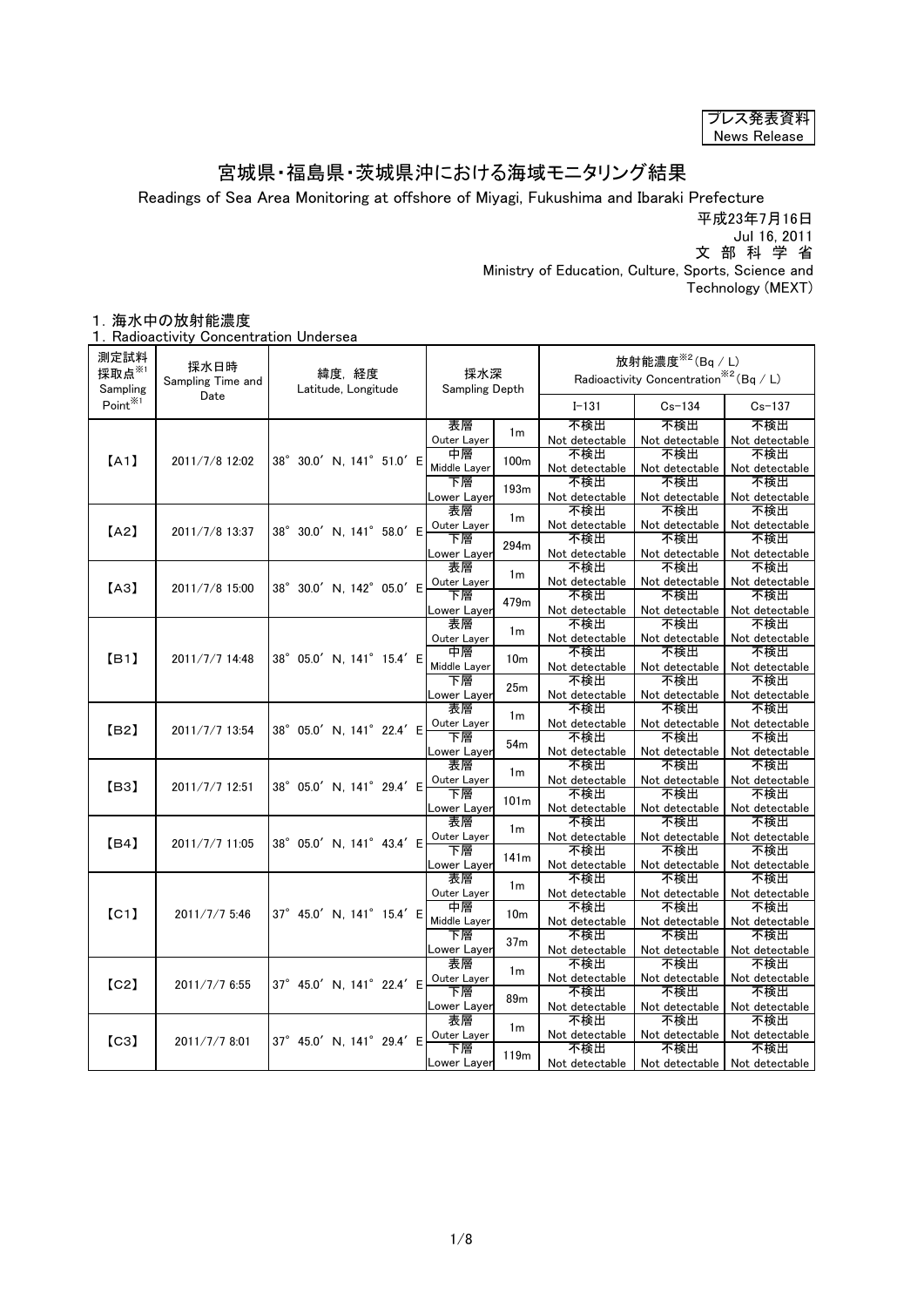プレス発表資料
News Release

# 宮城県・福島県・茨城県沖における海域モニタリング結果

Readings of Sea Area Monitoring at offshore of Miyagi, Fukushima and Ibaraki Prefecture

平成23年7月16日
Jul 16, 2011
文 部 科 学 省
Ministry of Education, Culture, Sports, Science and Technology (MEXT)

## 1. 海水中の放射能濃度
## 1. Radioactivity Concentration Undersea

| 測定試料採取点※1 Sampling Point※1 | 採水日時 Sampling Time and Date | 緯度，経度 Latitude, Longitude | 採水深 Sampling Depth | | 放射能濃度※2 (Bq / L) Radioactivity Concentration※2 (Bq / L) | | |
|---|---|---|---|---|---|---|---|
| | | | | | I-131 | Cs-134 | Cs-137 |
| 【A1】 | 2011/7/8 12:02 | 38° 30.0′ N, 141° 51.0′ E | 表層 Outer Layer | 1m | 不検出 Not detectable | 不検出 Not detectable | 不検出 Not detectable |
| | | | 中層 Middle Layer | 100m | 不検出 Not detectable | 不検出 Not detectable | 不検出 Not detectable |
| | | | 下層 Lower Layer | 193m | 不検出 Not detectable | 不検出 Not detectable | 不検出 Not detectable |
| 【A2】 | 2011/7/8 13:37 | 38° 30.0′ N, 141° 58.0′ E | 表層 Outer Layer | 1m | 不検出 Not detectable | 不検出 Not detectable | 不検出 Not detectable |
| | | | 下層 Lower Layer | 294m | 不検出 Not detectable | 不検出 Not detectable | 不検出 Not detectable |
| 【A3】 | 2011/7/8 15:00 | 38° 30.0′ N, 142° 05.0′ E | 表層 Outer Layer | 1m | 不検出 Not detectable | 不検出 Not detectable | 不検出 Not detectable |
| | | | 下層 Lower Layer | 479m | 不検出 Not detectable | 不検出 Not detectable | 不検出 Not detectable |
| 【B1】 | 2011/7/7 14:48 | 38° 05.0′ N, 141° 15.4′ E | 表層 Outer Layer | 1m | 不検出 Not detectable | 不検出 Not detectable | 不検出 Not detectable |
| | | | 中層 Middle Layer | 10m | 不検出 Not detectable | 不検出 Not detectable | 不検出 Not detectable |
| | | | 下層 Lower Layer | 25m | 不検出 Not detectable | 不検出 Not detectable | 不検出 Not detectable |
| 【B2】 | 2011/7/7 13:54 | 38° 05.0′ N, 141° 22.4′ E | 表層 Outer Layer | 1m | 不検出 Not detectable | 不検出 Not detectable | 不検出 Not detectable |
| | | | 下層 Lower Layer | 54m | 不検出 Not detectable | 不検出 Not detectable | 不検出 Not detectable |
| 【B3】 | 2011/7/7 12:51 | 38° 05.0′ N, 141° 29.4′ E | 表層 Outer Layer | 1m | 不検出 Not detectable | 不検出 Not detectable | 不検出 Not detectable |
| | | | 下層 Lower Layer | 101m | 不検出 Not detectable | 不検出 Not detectable | 不検出 Not detectable |
| 【B4】 | 2011/7/7 11:05 | 38° 05.0′ N, 141° 43.4′ E | 表層 Outer Layer | 1m | 不検出 Not detectable | 不検出 Not detectable | 不検出 Not detectable |
| | | | 下層 Lower Layer | 141m | 不検出 Not detectable | 不検出 Not detectable | 不検出 Not detectable |
| 【C1】 | 2011/7/7 5:46 | 37° 45.0′ N, 141° 15.4′ E | 表層 Outer Layer | 1m | 不検出 Not detectable | 不検出 Not detectable | 不検出 Not detectable |
| | | | 中層 Middle Layer | 10m | 不検出 Not detectable | 不検出 Not detectable | 不検出 Not detectable |
| | | | 下層 Lower Layer | 37m | 不検出 Not detectable | 不検出 Not detectable | 不検出 Not detectable |
| 【C2】 | 2011/7/7 6:55 | 37° 45.0′ N, 141° 22.4′ E | 表層 Outer Layer | 1m | 不検出 Not detectable | 不検出 Not detectable | 不検出 Not detectable |
| | | | 下層 Lower Layer | 89m | 不検出 Not detectable | 不検出 Not detectable | 不検出 Not detectable |
| 【C3】 | 2011/7/7 8:01 | 37° 45.0′ N, 141° 29.4′ E | 表層 Outer Layer | 1m | 不検出 Not detectable | 不検出 Not detectable | 不検出 Not detectable |
| | | | 下層 Lower Layer | 119m | 不検出 Not detectable | 不検出 Not detectable | 不検出 Not detectable |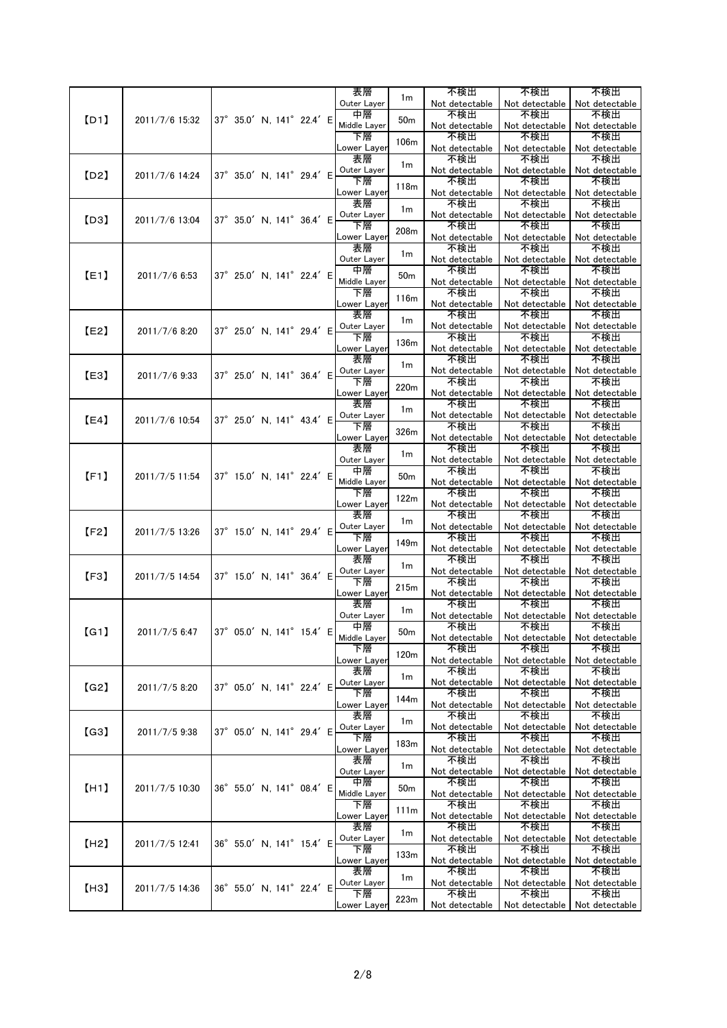| | | | | | | | |
|---|---|---|---|---|---|---|---|
| 【D1】 | 2011/7/6 15:32 | 37° 35.0′ N, 141° 22.4′ E | 表層 Outer Layer | 1m | 不検出 Not detectable | 不検出 Not detectable | 不検出 Not detectable |
| | | | 中層 Middle Layer | 50m | 不検出 Not detectable | 不検出 Not detectable | 不検出 Not detectable |
| | | | 下層 Lower Layer | 106m | 不検出 Not detectable | 不検出 Not detectable | 不検出 Not detectable |
| 【D2】 | 2011/7/6 14:24 | 37° 35.0′ N, 141° 29.4′ E | 表層 Outer Layer | 1m | 不検出 Not detectable | 不検出 Not detectable | 不検出 Not detectable |
| | | | 下層 Lower Layer | 118m | 不検出 Not detectable | 不検出 Not detectable | 不検出 Not detectable |
| 【D3】 | 2011/7/6 13:04 | 37° 35.0′ N, 141° 36.4′ E | 表層 Outer Layer | 1m | 不検出 Not detectable | 不検出 Not detectable | 不検出 Not detectable |
| | | | 下層 Lower Layer | 208m | 不検出 Not detectable | 不検出 Not detectable | 不検出 Not detectable |
| 【E1】 | 2011/7/6 6:53 | 37° 25.0′ N, 141° 22.4′ E | 表層 Outer Layer | 1m | 不検出 Not detectable | 不検出 Not detectable | 不検出 Not detectable |
| | | | 中層 Middle Layer | 50m | 不検出 Not detectable | 不検出 Not detectable | 不検出 Not detectable |
| | | | 下層 Lower Layer | 116m | 不検出 Not detectable | 不検出 Not detectable | 不検出 Not detectable |
| 【E2】 | 2011/7/6 8:20 | 37° 25.0′ N, 141° 29.4′ E | 表層 Outer Layer | 1m | 不検出 Not detectable | 不検出 Not detectable | 不検出 Not detectable |
| | | | 下層 Lower Layer | 136m | 不検出 Not detectable | 不検出 Not detectable | 不検出 Not detectable |
| 【E3】 | 2011/7/6 9:33 | 37° 25.0′ N, 141° 36.4′ E | 表層 Outer Layer | 1m | 不検出 Not detectable | 不検出 Not detectable | 不検出 Not detectable |
| | | | 下層 Lower Layer | 220m | 不検出 Not detectable | 不検出 Not detectable | 不検出 Not detectable |
| 【E4】 | 2011/7/6 10:54 | 37° 25.0′ N, 141° 43.4′ E | 表層 Outer Layer | 1m | 不検出 Not detectable | 不検出 Not detectable | 不検出 Not detectable |
| | | | 下層 Lower Layer | 326m | 不検出 Not detectable | 不検出 Not detectable | 不検出 Not detectable |
| 【F1】 | 2011/7/5 11:54 | 37° 15.0′ N, 141° 22.4′ E | 表層 Outer Layer | 1m | 不検出 Not detectable | 不検出 Not detectable | 不検出 Not detectable |
| | | | 中層 Middle Layer | 50m | 不検出 Not detectable | 不検出 Not detectable | 不検出 Not detectable |
| | | | 下層 Lower Layer | 122m | 不検出 Not detectable | 不検出 Not detectable | 不検出 Not detectable |
| 【F2】 | 2011/7/5 13:26 | 37° 15.0′ N, 141° 29.4′ E | 表層 Outer Layer | 1m | 不検出 Not detectable | 不検出 Not detectable | 不検出 Not detectable |
| | | | 下層 Lower Layer | 149m | 不検出 Not detectable | 不検出 Not detectable | 不検出 Not detectable |
| 【F3】 | 2011/7/5 14:54 | 37° 15.0′ N, 141° 36.4′ E | 表層 Outer Layer | 1m | 不検出 Not detectable | 不検出 Not detectable | 不検出 Not detectable |
| | | | 下層 Lower Layer | 215m | 不検出 Not detectable | 不検出 Not detectable | 不検出 Not detectable |
| 【G1】 | 2011/7/5 6:47 | 37° 05.0′ N, 141° 15.4′ E | 表層 Outer Layer | 1m | 不検出 Not detectable | 不検出 Not detectable | 不検出 Not detectable |
| | | | 中層 Middle Layer | 50m | 不検出 Not detectable | 不検出 Not detectable | 不検出 Not detectable |
| | | | 下層 Lower Layer | 120m | 不検出 Not detectable | 不検出 Not detectable | 不検出 Not detectable |
| 【G2】 | 2011/7/5 8:20 | 37° 05.0′ N, 141° 22.4′ E | 表層 Outer Layer | 1m | 不検出 Not detectable | 不検出 Not detectable | 不検出 Not detectable |
| | | | 下層 Lower Layer | 144m | 不検出 Not detectable | 不検出 Not detectable | 不検出 Not detectable |
| 【G3】 | 2011/7/5 9:38 | 37° 05.0′ N, 141° 29.4′ E | 表層 Outer Layer | 1m | 不検出 Not detectable | 不検出 Not detectable | 不検出 Not detectable |
| | | | 下層 Lower Layer | 183m | 不検出 Not detectable | 不検出 Not detectable | 不検出 Not detectable |
| 【H1】 | 2011/7/5 10:30 | 36° 55.0′ N, 141° 08.4′ E | 表層 Outer Layer | 1m | 不検出 Not detectable | 不検出 Not detectable | 不検出 Not detectable |
| | | | 中層 Middle Layer | 50m | 不検出 Not detectable | 不検出 Not detectable | 不検出 Not detectable |
| | | | 下層 Lower Layer | 111m | 不検出 Not detectable | 不検出 Not detectable | 不検出 Not detectable |
| 【H2】 | 2011/7/5 12:41 | 36° 55.0′ N, 141° 15.4′ E | 表層 Outer Layer | 1m | 不検出 Not detectable | 不検出 Not detectable | 不検出 Not detectable |
| | | | 下層 Lower Layer | 133m | 不検出 Not detectable | 不検出 Not detectable | 不検出 Not detectable |
| 【H3】 | 2011/7/5 14:36 | 36° 55.0′ N, 141° 22.4′ E | 表層 Outer Layer | 1m | 不検出 Not detectable | 不検出 Not detectable | 不検出 Not detectable |
| | | | 下層 Lower Layer | 223m | 不検出 Not detectable | 不検出 Not detectable | 不検出 Not detectable |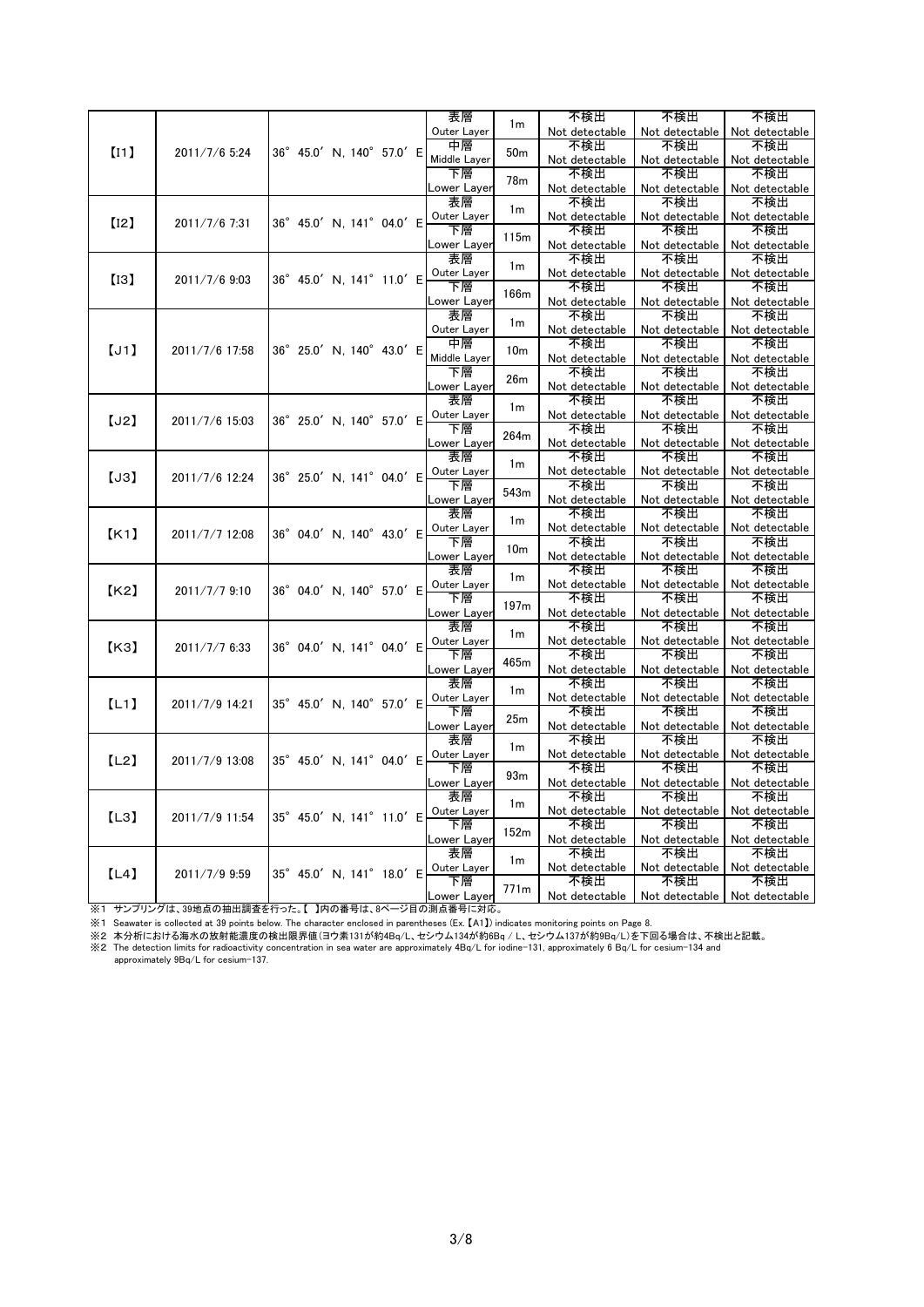| | | | | | | | |
|---|---|---|---|---|---|---|---|
| 【I1】 | 2011/7/6 5:24 | 36° 45.0′ N, 140° 57.0′ E | 表層 Outer Layer | 1m | 不検出 Not detectable | 不検出 Not detectable | 不検出 Not detectable |
| | | | 中層 Middle Layer | 50m | 不検出 Not detectable | 不検出 Not detectable | 不検出 Not detectable |
| | | | 下層 Lower Layer | 78m | 不検出 Not detectable | 不検出 Not detectable | 不検出 Not detectable |
| 【I2】 | 2011/7/6 7:31 | 36° 45.0′ N, 141° 04.0′ E | 表層 Outer Layer | 1m | 不検出 Not detectable | 不検出 Not detectable | 不検出 Not detectable |
| | | | 下層 Lower Layer | 115m | 不検出 Not detectable | 不検出 Not detectable | 不検出 Not detectable |
| 【I3】 | 2011/7/6 9:03 | 36° 45.0′ N, 141° 11.0′ E | 表層 Outer Layer | 1m | 不検出 Not detectable | 不検出 Not detectable | 不検出 Not detectable |
| | | | 下層 Lower Layer | 166m | 不検出 Not detectable | 不検出 Not detectable | 不検出 Not detectable |
| 【J1】 | 2011/7/6 17:58 | 36° 25.0′ N, 140° 43.0′ E | 表層 Outer Layer | 1m | 不検出 Not detectable | 不検出 Not detectable | 不検出 Not detectable |
| | | | 中層 Middle Layer | 10m | 不検出 Not detectable | 不検出 Not detectable | 不検出 Not detectable |
| | | | 下層 Lower Layer | 26m | 不検出 Not detectable | 不検出 Not detectable | 不検出 Not detectable |
| 【J2】 | 2011/7/6 15:03 | 36° 25.0′ N, 140° 57.0′ E | 表層 Outer Layer | 1m | 不検出 Not detectable | 不検出 Not detectable | 不検出 Not detectable |
| | | | 下層 Lower Layer | 264m | 不検出 Not detectable | 不検出 Not detectable | 不検出 Not detectable |
| 【J3】 | 2011/7/6 12:24 | 36° 25.0′ N, 141° 04.0′ E | 表層 Outer Layer | 1m | 不検出 Not detectable | 不検出 Not detectable | 不検出 Not detectable |
| | | | 下層 Lower Layer | 543m | 不検出 Not detectable | 不検出 Not detectable | 不検出 Not detectable |
| 【K1】 | 2011/7/7 12:08 | 36° 04.0′ N, 140° 43.0′ E | 表層 Outer Layer | 1m | 不検出 Not detectable | 不検出 Not detectable | 不検出 Not detectable |
| | | | 下層 Lower Layer | 10m | 不検出 Not detectable | 不検出 Not detectable | 不検出 Not detectable |
| 【K2】 | 2011/7/7 9:10 | 36° 04.0′ N, 140° 57.0′ E | 表層 Outer Layer | 1m | 不検出 Not detectable | 不検出 Not detectable | 不検出 Not detectable |
| | | | 下層 Lower Layer | 197m | 不検出 Not detectable | 不検出 Not detectable | 不検出 Not detectable |
| 【K3】 | 2011/7/7 6:33 | 36° 04.0′ N, 141° 04.0′ E | 表層 Outer Layer | 1m | 不検出 Not detectable | 不検出 Not detectable | 不検出 Not detectable |
| | | | 下層 Lower Layer | 465m | 不検出 Not detectable | 不検出 Not detectable | 不検出 Not detectable |
| 【L1】 | 2011/7/9 14:21 | 35° 45.0′ N, 140° 57.0′ E | 表層 Outer Layer | 1m | 不検出 Not detectable | 不検出 Not detectable | 不検出 Not detectable |
| | | | 下層 Lower Layer | 25m | 不検出 Not detectable | 不検出 Not detectable | 不検出 Not detectable |
| 【L2】 | 2011/7/9 13:08 | 35° 45.0′ N, 141° 04.0′ E | 表層 Outer Layer | 1m | 不検出 Not detectable | 不検出 Not detectable | 不検出 Not detectable |
| | | | 下層 Lower Layer | 93m | 不検出 Not detectable | 不検出 Not detectable | 不検出 Not detectable |
| 【L3】 | 2011/7/9 11:54 | 35° 45.0′ N, 141° 11.0′ E | 表層 Outer Layer | 1m | 不検出 Not detectable | 不検出 Not detectable | 不検出 Not detectable |
| | | | 下層 Lower Layer | 152m | 不検出 Not detectable | 不検出 Not detectable | 不検出 Not detectable |
| 【L4】 | 2011/7/9 9:59 | 35° 45.0′ N, 141° 18.0′ E | 表層 Outer Layer | 1m | 不検出 Not detectable | 不検出 Not detectable | 不検出 Not detectable |
| | | | 下層 Lower Layer | 771m | 不検出 Not detectable | 不検出 Not detectable | 不検出 Not detectable |

※1 サンプリングは、39地点の抽出調査を行った。【 】内の番号は、8ページ目の測点番号に対応。

※1 Seawater is collected at 39 points below. The character enclosed in parentheses (Ex.【A1】) indicates monitoring points on Page 8.

※2 本分析における海水の放射能濃度の検出限界値(ヨウ素131が約4Bq/L、セシウム134が約6Bq / L、セシウム137が約9Bq/L)を下回る場合は、不検出と記載。

※2 The detection limits for radioactivity concentration in sea water are approximately 4Bq/L for iodine-131, approximately 6 Bq/L for cesium-134 and approximately 9Bq/L for cesium-137.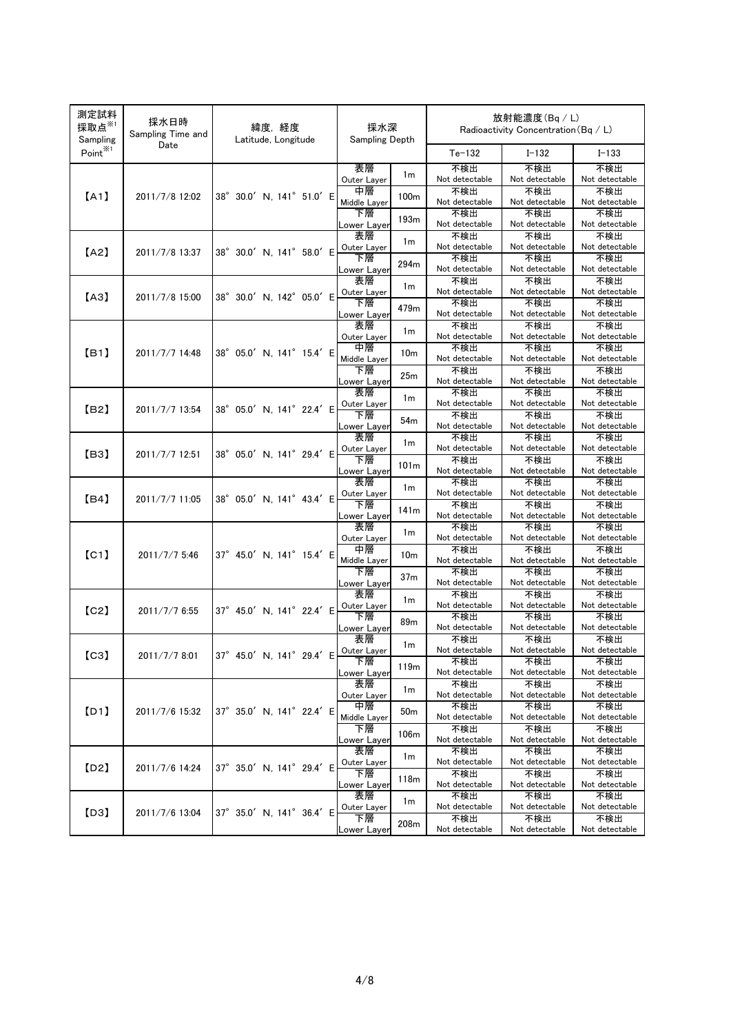| 測定試料採取点※1 Sampling Point※1 | 採水日時 Sampling Time and Date | 緯度，経度 Latitude, Longitude | 採水深 Sampling Depth | | 放射能濃度（Bq／L） Radioactivity Concentration（Bq／L） | | |
|---|---|---|---|---|---|---|---|
| | | | | | Te-132 | I-132 | I-133 |
| 【A1】 | 2011/7/8 12:02 | 38° 30.0′ N, 141° 51.0′ E | 表層 Outer Layer | 1m | 不検出 Not detectable | 不検出 Not detectable | 不検出 Not detectable |
| | | | 中層 Middle Layer | 100m | 不検出 Not detectable | 不検出 Not detectable | 不検出 Not detectable |
| | | | 下層 Lower Layer | 193m | 不検出 Not detectable | 不検出 Not detectable | 不検出 Not detectable |
| 【A2】 | 2011/7/8 13:37 | 38° 30.0′ N, 141° 58.0′ E | 表層 Outer Layer | 1m | 不検出 Not detectable | 不検出 Not detectable | 不検出 Not detectable |
| | | | 下層 Lower Layer | 294m | 不検出 Not detectable | 不検出 Not detectable | 不検出 Not detectable |
| 【A3】 | 2011/7/8 15:00 | 38° 30.0′ N, 142° 05.0′ E | 表層 Outer Layer | 1m | 不検出 Not detectable | 不検出 Not detectable | 不検出 Not detectable |
| | | | 下層 Lower Layer | 479m | 不検出 Not detectable | 不検出 Not detectable | 不検出 Not detectable |
| 【B1】 | 2011/7/7 14:48 | 38° 05.0′ N, 141° 15.4′ E | 表層 Outer Layer | 1m | 不検出 Not detectable | 不検出 Not detectable | 不検出 Not detectable |
| | | | 中層 Middle Layer | 10m | 不検出 Not detectable | 不検出 Not detectable | 不検出 Not detectable |
| | | | 下層 Lower Layer | 25m | 不検出 Not detectable | 不検出 Not detectable | 不検出 Not detectable |
| 【B2】 | 2011/7/7 13:54 | 38° 05.0′ N, 141° 22.4′ E | 表層 Outer Layer | 1m | 不検出 Not detectable | 不検出 Not detectable | 不検出 Not detectable |
| | | | 下層 Lower Layer | 54m | 不検出 Not detectable | 不検出 Not detectable | 不検出 Not detectable |
| 【B3】 | 2011/7/7 12:51 | 38° 05.0′ N, 141° 29.4′ E | 表層 Outer Layer | 1m | 不検出 Not detectable | 不検出 Not detectable | 不検出 Not detectable |
| | | | 下層 Lower Layer | 101m | 不検出 Not detectable | 不検出 Not detectable | 不検出 Not detectable |
| 【B4】 | 2011/7/7 11:05 | 38° 05.0′ N, 141° 43.4′ E | 表層 Outer Layer | 1m | 不検出 Not detectable | 不検出 Not detectable | 不検出 Not detectable |
| | | | 下層 Lower Layer | 141m | 不検出 Not detectable | 不検出 Not detectable | 不検出 Not detectable |
| 【C1】 | 2011/7/7 5:46 | 37° 45.0′ N, 141° 15.4′ E | 表層 Outer Layer | 1m | 不検出 Not detectable | 不検出 Not detectable | 不検出 Not detectable |
| | | | 中層 Middle Layer | 10m | 不検出 Not detectable | 不検出 Not detectable | 不検出 Not detectable |
| | | | 下層 Lower Layer | 37m | 不検出 Not detectable | 不検出 Not detectable | 不検出 Not detectable |
| 【C2】 | 2011/7/7 6:55 | 37° 45.0′ N, 141° 22.4′ E | 表層 Outer Layer | 1m | 不検出 Not detectable | 不検出 Not detectable | 不検出 Not detectable |
| | | | 下層 Lower Layer | 89m | 不検出 Not detectable | 不検出 Not detectable | 不検出 Not detectable |
| 【C3】 | 2011/7/7 8:01 | 37° 45.0′ N, 141° 29.4′ E | 表層 Outer Layer | 1m | 不検出 Not detectable | 不検出 Not detectable | 不検出 Not detectable |
| | | | 下層 Lower Layer | 119m | 不検出 Not detectable | 不検出 Not detectable | 不検出 Not detectable |
| 【D1】 | 2011/7/6 15:32 | 37° 35.0′ N, 141° 22.4′ E | 表層 Outer Layer | 1m | 不検出 Not detectable | 不検出 Not detectable | 不検出 Not detectable |
| | | | 中層 Middle Layer | 50m | 不検出 Not detectable | 不検出 Not detectable | 不検出 Not detectable |
| | | | 下層 Lower Layer | 106m | 不検出 Not detectable | 不検出 Not detectable | 不検出 Not detectable |
| 【D2】 | 2011/7/6 14:24 | 37° 35.0′ N, 141° 29.4′ E | 表層 Outer Layer | 1m | 不検出 Not detectable | 不検出 Not detectable | 不検出 Not detectable |
| | | | 下層 Lower Layer | 118m | 不検出 Not detectable | 不検出 Not detectable | 不検出 Not detectable |
| 【D3】 | 2011/7/6 13:04 | 37° 35.0′ N, 141° 36.4′ E | 表層 Outer Layer | 1m | 不検出 Not detectable | 不検出 Not detectable | 不検出 Not detectable |
| | | | 下層 Lower Layer | 208m | 不検出 Not detectable | 不検出 Not detectable | 不検出 Not detectable |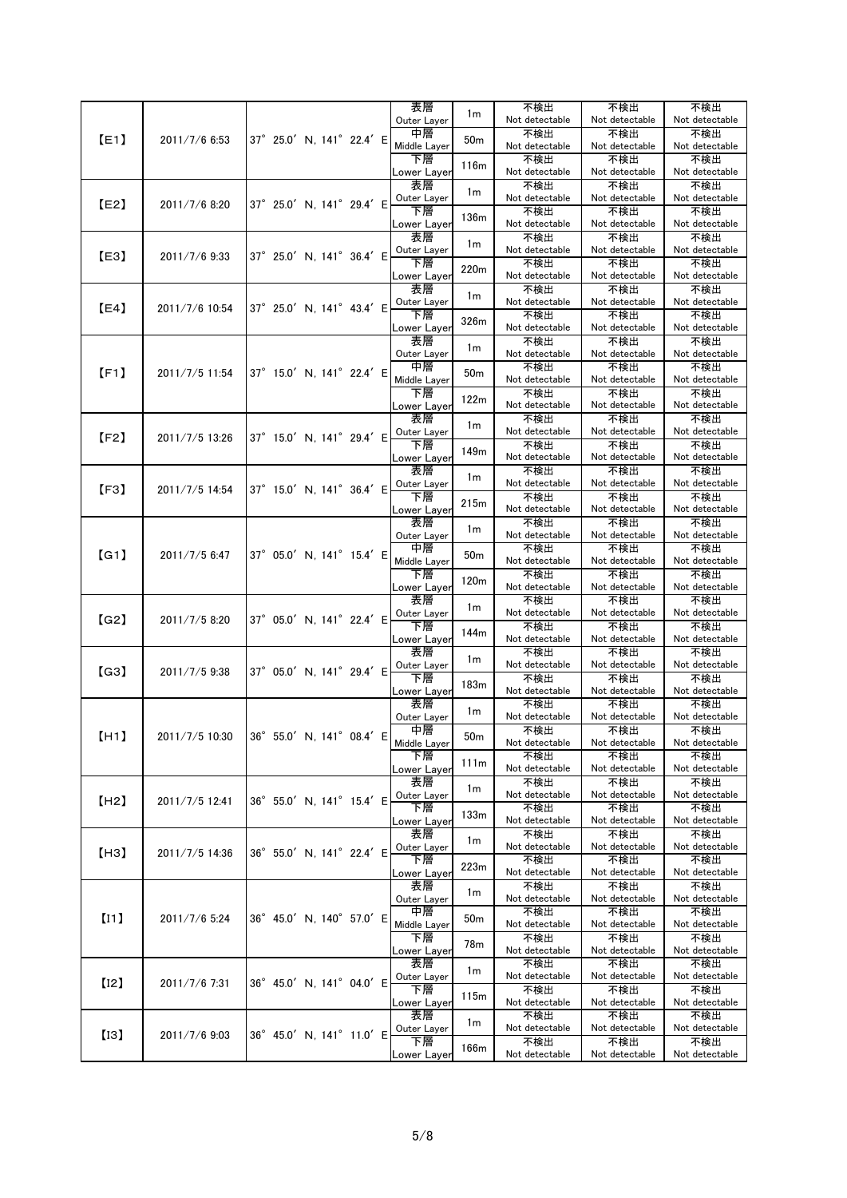| | | | | | | | |
|---|---|---|---|---|---|---|---|
| 【E1】 | 2011/7/6 6:53 | 37° 25.0′ N, 141° 22.4′ E | 表層 Outer Layer | 1m | 不検出 Not detectable | 不検出 Not detectable | 不検出 Not detectable |
| | | | 中層 Middle Layer | 50m | 不検出 Not detectable | 不検出 Not detectable | 不検出 Not detectable |
| | | | 下層 Lower Layer | 116m | 不検出 Not detectable | 不検出 Not detectable | 不検出 Not detectable |
| 【E2】 | 2011/7/6 8:20 | 37° 25.0′ N, 141° 29.4′ E | 表層 Outer Layer | 1m | 不検出 Not detectable | 不検出 Not detectable | 不検出 Not detectable |
| | | | 下層 Lower Layer | 136m | 不検出 Not detectable | 不検出 Not detectable | 不検出 Not detectable |
| 【E3】 | 2011/7/6 9:33 | 37° 25.0′ N, 141° 36.4′ E | 表層 Outer Layer | 1m | 不検出 Not detectable | 不検出 Not detectable | 不検出 Not detectable |
| | | | 下層 Lower Layer | 220m | 不検出 Not detectable | 不検出 Not detectable | 不検出 Not detectable |
| 【E4】 | 2011/7/6 10:54 | 37° 25.0′ N, 141° 43.4′ E | 表層 Outer Layer | 1m | 不検出 Not detectable | 不検出 Not detectable | 不検出 Not detectable |
| | | | 下層 Lower Layer | 326m | 不検出 Not detectable | 不検出 Not detectable | 不検出 Not detectable |
| 【F1】 | 2011/7/5 11:54 | 37° 15.0′ N, 141° 22.4′ E | 表層 Outer Layer | 1m | 不検出 Not detectable | 不検出 Not detectable | 不検出 Not detectable |
| | | | 中層 Middle Layer | 50m | 不検出 Not detectable | 不検出 Not detectable | 不検出 Not detectable |
| | | | 下層 Lower Layer | 122m | 不検出 Not detectable | 不検出 Not detectable | 不検出 Not detectable |
| 【F2】 | 2011/7/5 13:26 | 37° 15.0′ N, 141° 29.4′ E | 表層 Outer Layer | 1m | 不検出 Not detectable | 不検出 Not detectable | 不検出 Not detectable |
| | | | 下層 Lower Layer | 149m | 不検出 Not detectable | 不検出 Not detectable | 不検出 Not detectable |
| 【F3】 | 2011/7/5 14:54 | 37° 15.0′ N, 141° 36.4′ E | 表層 Outer Layer | 1m | 不検出 Not detectable | 不検出 Not detectable | 不検出 Not detectable |
| | | | 下層 Lower Layer | 215m | 不検出 Not detectable | 不検出 Not detectable | 不検出 Not detectable |
| 【G1】 | 2011/7/5 6:47 | 37° 05.0′ N, 141° 15.4′ E | 表層 Outer Layer | 1m | 不検出 Not detectable | 不検出 Not detectable | 不検出 Not detectable |
| | | | 中層 Middle Layer | 50m | 不検出 Not detectable | 不検出 Not detectable | 不検出 Not detectable |
| | | | 下層 Lower Layer | 120m | 不検出 Not detectable | 不検出 Not detectable | 不検出 Not detectable |
| 【G2】 | 2011/7/5 8:20 | 37° 05.0′ N, 141° 22.4′ E | 表層 Outer Layer | 1m | 不検出 Not detectable | 不検出 Not detectable | 不検出 Not detectable |
| | | | 下層 Lower Layer | 144m | 不検出 Not detectable | 不検出 Not detectable | 不検出 Not detectable |
| 【G3】 | 2011/7/5 9:38 | 37° 05.0′ N, 141° 29.4′ E | 表層 Outer Layer | 1m | 不検出 Not detectable | 不検出 Not detectable | 不検出 Not detectable |
| | | | 下層 Lower Layer | 183m | 不検出 Not detectable | 不検出 Not detectable | 不検出 Not detectable |
| 【H1】 | 2011/7/5 10:30 | 36° 55.0′ N, 141° 08.4′ E | 表層 Outer Layer | 1m | 不検出 Not detectable | 不検出 Not detectable | 不検出 Not detectable |
| | | | 中層 Middle Layer | 50m | 不検出 Not detectable | 不検出 Not detectable | 不検出 Not detectable |
| | | | 下層 Lower Layer | 111m | 不検出 Not detectable | 不検出 Not detectable | 不検出 Not detectable |
| 【H2】 | 2011/7/5 12:41 | 36° 55.0′ N, 141° 15.4′ E | 表層 Outer Layer | 1m | 不検出 Not detectable | 不検出 Not detectable | 不検出 Not detectable |
| | | | 下層 Lower Layer | 133m | 不検出 Not detectable | 不検出 Not detectable | 不検出 Not detectable |
| 【H3】 | 2011/7/5 14:36 | 36° 55.0′ N, 141° 22.4′ E | 表層 Outer Layer | 1m | 不検出 Not detectable | 不検出 Not detectable | 不検出 Not detectable |
| | | | 下層 Lower Layer | 223m | 不検出 Not detectable | 不検出 Not detectable | 不検出 Not detectable |
| 【I1】 | 2011/7/6 5:24 | 36° 45.0′ N, 140° 57.0′ E | 表層 Outer Layer | 1m | 不検出 Not detectable | 不検出 Not detectable | 不検出 Not detectable |
| | | | 中層 Middle Layer | 50m | 不検出 Not detectable | 不検出 Not detectable | 不検出 Not detectable |
| | | | 下層 Lower Layer | 78m | 不検出 Not detectable | 不検出 Not detectable | 不検出 Not detectable |
| 【I2】 | 2011/7/6 7:31 | 36° 45.0′ N, 141° 04.0′ E | 表層 Outer Layer | 1m | 不検出 Not detectable | 不検出 Not detectable | 不検出 Not detectable |
| | | | 下層 Lower Layer | 115m | 不検出 Not detectable | 不検出 Not detectable | 不検出 Not detectable |
| 【I3】 | 2011/7/6 9:03 | 36° 45.0′ N, 141° 11.0′ E | 表層 Outer Layer | 1m | 不検出 Not detectable | 不検出 Not detectable | 不検出 Not detectable |
| | | | 下層 Lower Layer | 166m | 不検出 Not detectable | 不検出 Not detectable | 不検出 Not detectable |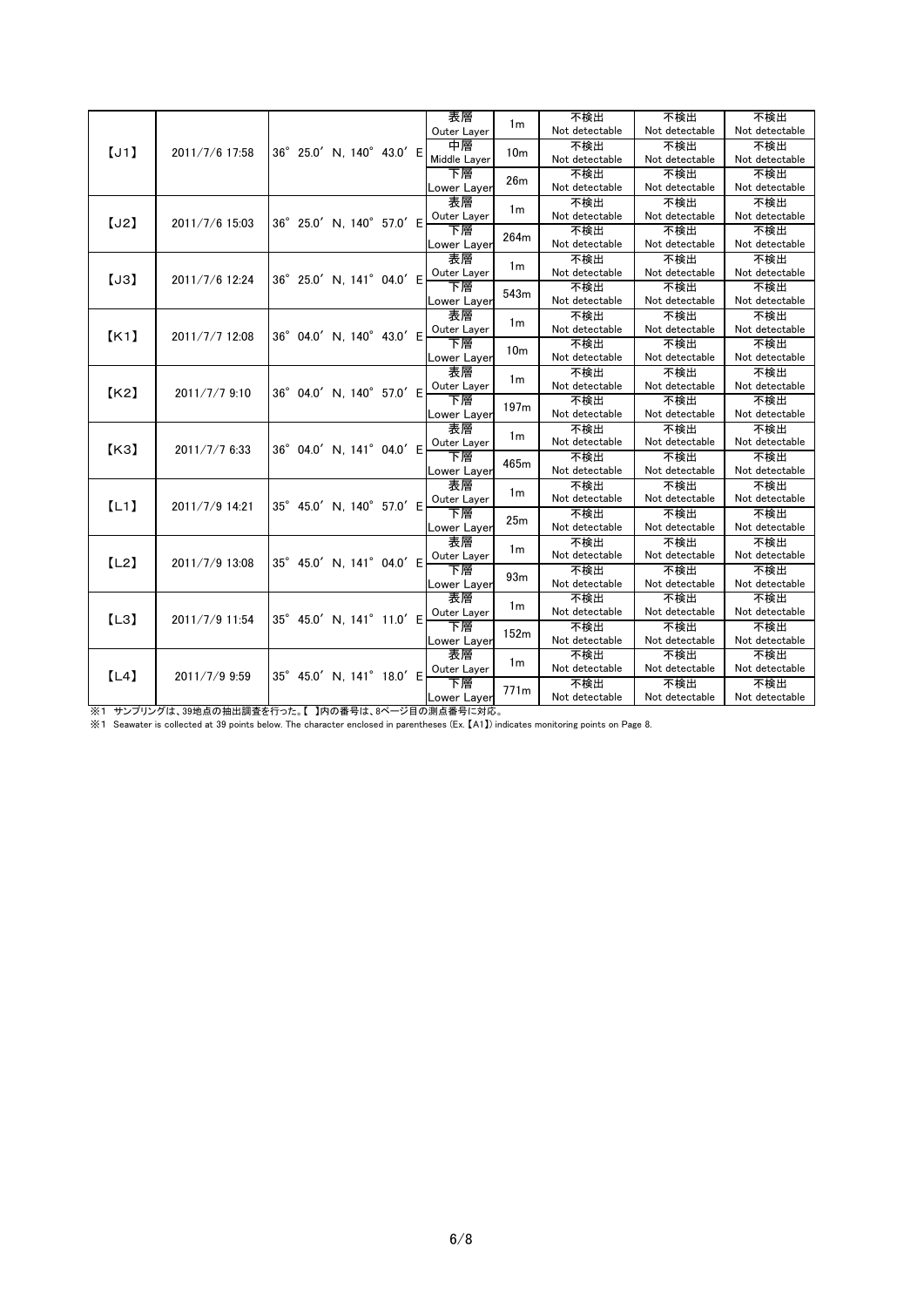| | | | | | | | |
|---|---|---|---|---|---|---|---|
| 【J1】 | 2011/7/6 17:58 | 36° 25.0′ N, 140° 43.0′ E | 表層 Outer Layer | 1m | 不検出 Not detectable | 不検出 Not detectable | 不検出 Not detectable |
| | | | 中層 Middle Layer | 10m | 不検出 Not detectable | 不検出 Not detectable | 不検出 Not detectable |
| | | | 下層 Lower Layer | 26m | 不検出 Not detectable | 不検出 Not detectable | 不検出 Not detectable |
| 【J2】 | 2011/7/6 15:03 | 36° 25.0′ N, 140° 57.0′ E | 表層 Outer Layer | 1m | 不検出 Not detectable | 不検出 Not detectable | 不検出 Not detectable |
| | | | 下層 Lower Layer | 264m | 不検出 Not detectable | 不検出 Not detectable | 不検出 Not detectable |
| 【J3】 | 2011/7/6 12:24 | 36° 25.0′ N, 141° 04.0′ E | 表層 Outer Layer | 1m | 不検出 Not detectable | 不検出 Not detectable | 不検出 Not detectable |
| | | | 下層 Lower Layer | 543m | 不検出 Not detectable | 不検出 Not detectable | 不検出 Not detectable |
| 【K1】 | 2011/7/7 12:08 | 36° 04.0′ N, 140° 43.0′ E | 表層 Outer Layer | 1m | 不検出 Not detectable | 不検出 Not detectable | 不検出 Not detectable |
| | | | 下層 Lower Layer | 10m | 不検出 Not detectable | 不検出 Not detectable | 不検出 Not detectable |
| 【K2】 | 2011/7/7 9:10 | 36° 04.0′ N, 140° 57.0′ E | 表層 Outer Layer | 1m | 不検出 Not detectable | 不検出 Not detectable | 不検出 Not detectable |
| | | | 下層 Lower Layer | 197m | 不検出 Not detectable | 不検出 Not detectable | 不検出 Not detectable |
| 【K3】 | 2011/7/7 6:33 | 36° 04.0′ N, 141° 04.0′ E | 表層 Outer Layer | 1m | 不検出 Not detectable | 不検出 Not detectable | 不検出 Not detectable |
| | | | 下層 Lower Layer | 465m | 不検出 Not detectable | 不検出 Not detectable | 不検出 Not detectable |
| 【L1】 | 2011/7/9 14:21 | 35° 45.0′ N, 140° 57.0′ E | 表層 Outer Layer | 1m | 不検出 Not detectable | 不検出 Not detectable | 不検出 Not detectable |
| | | | 下層 Lower Layer | 25m | 不検出 Not detectable | 不検出 Not detectable | 不検出 Not detectable |
| 【L2】 | 2011/7/9 13:08 | 35° 45.0′ N, 141° 04.0′ E | 表層 Outer Layer | 1m | 不検出 Not detectable | 不検出 Not detectable | 不検出 Not detectable |
| | | | 下層 Lower Layer | 93m | 不検出 Not detectable | 不検出 Not detectable | 不検出 Not detectable |
| 【L3】 | 2011/7/9 11:54 | 35° 45.0′ N, 141° 11.0′ E | 表層 Outer Layer | 1m | 不検出 Not detectable | 不検出 Not detectable | 不検出 Not detectable |
| | | | 下層 Lower Layer | 152m | 不検出 Not detectable | 不検出 Not detectable | 不検出 Not detectable |
| 【L4】 | 2011/7/9 9:59 | 35° 45.0′ N, 141° 18.0′ E | 表層 Outer Layer | 1m | 不検出 Not detectable | 不検出 Not detectable | 不検出 Not detectable |
| | | | 下層 Lower Layer | 771m | 不検出 Not detectable | 不検出 Not detectable | 不検出 Not detectable |

※1 サンプリングは、39地点の抽出調査を行った。【 】内の番号は、8ページ目の測点番号に対応。

※1 Seawater is collected at 39 points below. The character enclosed in parentheses (Ex.【A1】) indicates monitoring points on Page 8.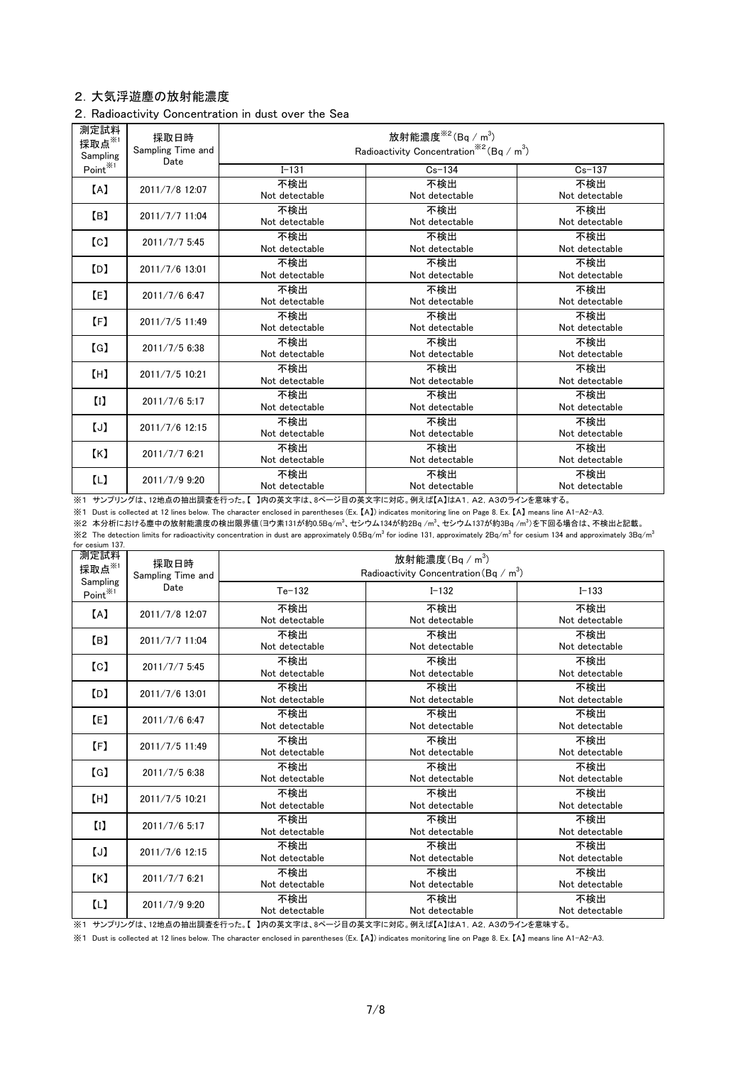## 2. 大気浮遊塵の放射能濃度

## 2. Radioactivity Concentration in dust over the Sea

| 測定試料採取点※1 Sampling Point※1 | 採取日時 Sampling Time and Date | 放射能濃度※2 (Bq / m$^3$) Radioactivity Concentration※2 (Bq / m$^3$) | | |
|---|---|---|---|---|
| | | I-131 | Cs-134 | Cs-137 |
| 【A】 | 2011/7/8 12:07 | 不検出 Not detectable | 不検出 Not detectable | 不検出 Not detectable |
| 【B】 | 2011/7/7 11:04 | 不検出 Not detectable | 不検出 Not detectable | 不検出 Not detectable |
| 【C】 | 2011/7/7 5:45 | 不検出 Not detectable | 不検出 Not detectable | 不検出 Not detectable |
| 【D】 | 2011/7/6 13:01 | 不検出 Not detectable | 不検出 Not detectable | 不検出 Not detectable |
| 【E】 | 2011/7/6 6:47 | 不検出 Not detectable | 不検出 Not detectable | 不検出 Not detectable |
| 【F】 | 2011/7/5 11:49 | 不検出 Not detectable | 不検出 Not detectable | 不検出 Not detectable |
| 【G】 | 2011/7/5 6:38 | 不検出 Not detectable | 不検出 Not detectable | 不検出 Not detectable |
| 【H】 | 2011/7/5 10:21 | 不検出 Not detectable | 不検出 Not detectable | 不検出 Not detectable |
| 【I】 | 2011/7/6 5:17 | 不検出 Not detectable | 不検出 Not detectable | 不検出 Not detectable |
| 【J】 | 2011/7/6 12:15 | 不検出 Not detectable | 不検出 Not detectable | 不検出 Not detectable |
| 【K】 | 2011/7/7 6:21 | 不検出 Not detectable | 不検出 Not detectable | 不検出 Not detectable |
| 【L】 | 2011/7/9 9:20 | 不検出 Not detectable | 不検出 Not detectable | 不検出 Not detectable |

※1 サンプリングは、12地点の抽出調査を行った。【 】内の英文字は、8ページ目の英文字に対応。例えば【A】はA1, A2, A3のラインを意味する。

※1 Dust is collected at 12 lines below. The character enclosed in parentheses (Ex.【A】) indicates monitoring line on Page 8. Ex.【A】 means line A1-A2-A3.

※2 本分析における塵中の放射能濃度の検出限界値(ヨウ素131が約0.5Bq/m$^3$、セシウム134が約2Bq /m$^3$、セシウム137が約3Bq /m$^3$)を下回る場合は、不検出と記載。

※2 The detection limits for radioactivity concentration in dust are approximately 0.5Bq/m$^3$ for iodine 131, approximately 2Bq/m$^3$ for cesium 134 and approximately 3Bq/m$^3$ for cesium 137.

| 測定試料採取点※1 Sampling Point※1 | 採取日時 Sampling Time and Date | 放射能濃度(Bq / m$^3$) Radioactivity Concentration (Bq / m$^3$) | | |
|---|---|---|---|---|
| | | Te-132 | I-132 | I-133 |
| 【A】 | 2011/7/8 12:07 | 不検出 Not detectable | 不検出 Not detectable | 不検出 Not detectable |
| 【B】 | 2011/7/7 11:04 | 不検出 Not detectable | 不検出 Not detectable | 不検出 Not detectable |
| 【C】 | 2011/7/7 5:45 | 不検出 Not detectable | 不検出 Not detectable | 不検出 Not detectable |
| 【D】 | 2011/7/6 13:01 | 不検出 Not detectable | 不検出 Not detectable | 不検出 Not detectable |
| 【E】 | 2011/7/6 6:47 | 不検出 Not detectable | 不検出 Not detectable | 不検出 Not detectable |
| 【F】 | 2011/7/5 11:49 | 不検出 Not detectable | 不検出 Not detectable | 不検出 Not detectable |
| 【G】 | 2011/7/5 6:38 | 不検出 Not detectable | 不検出 Not detectable | 不検出 Not detectable |
| 【H】 | 2011/7/5 10:21 | 不検出 Not detectable | 不検出 Not detectable | 不検出 Not detectable |
| 【I】 | 2011/7/6 5:17 | 不検出 Not detectable | 不検出 Not detectable | 不検出 Not detectable |
| 【J】 | 2011/7/6 12:15 | 不検出 Not detectable | 不検出 Not detectable | 不検出 Not detectable |
| 【K】 | 2011/7/7 6:21 | 不検出 Not detectable | 不検出 Not detectable | 不検出 Not detectable |
| 【L】 | 2011/7/9 9:20 | 不検出 Not detectable | 不検出 Not detectable | 不検出 Not detectable |

※1 サンプリングは、12地点の抽出調査を行った。【 】内の英文字は、8ページ目の英文字に対応。例えば【A】はA1, A2, A3のラインを意味する。

※1 Dust is collected at 12 lines below. The character enclosed in parentheses (Ex.【A】) indicates monitoring line on Page 8. Ex.【A】 means line A1-A2-A3.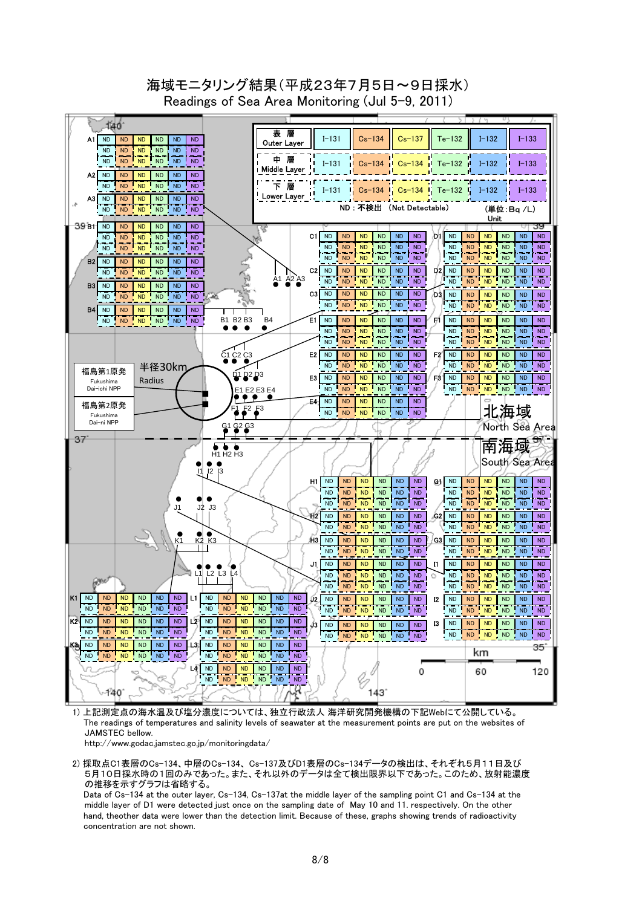# 海域モニタリング結果（平成23年7月5日～9日採水）
## Readings of Sea Area Monitoring (Jul 5-9, 2011)

| 層 | | | | | | |
|---|---|---|---|---|---|---|
| 表 層 Outer Layer | I-131 | Cs-134 | Cs-137 | Te-132 | I-132 | I-133 |
| 中 層 Middle Layer | I-131 | Cs-134 | Cs-134 | Te-132 | I-132 | I-133 |
| 下 層 Lower Layer | I-131 | Cs-134 | Cs-134 | Te-132 | I-132 | I-133 |

ND：不検出 (Not Detectable)

(単位：Bq /L) Unit

All sampling points (A1, A2, A3, B1, B2, B3, B4, C1, C2, C3, D1, D2, D3, E1, E2, E3, E4, F1, F2, F3, G1, G2, G3, H1, H2, H3, I1, I2, I3, J1, J2, J3, K1, K2, K3, L1, L2, L3, L4): ND for all nuclides and layers.

福島第1原発 Fukushima Dai-ichi NPP

福島第2原発 Fukushima Dai-ni NPP

半径30km Radius

北海域 North Sea Area

南海域 South Sea Area

km 0 60 120

140° 143° 37° 39 35°

1) 上記測定点の海水温及び塩分濃度については、独立行政法人 海洋研究開発機構の下記Webにて公開している。
The readings of temperatures and salinity levels of seawater at the measurement points are put on the websites of JAMSTEC bellow.
http://www.godac.jamstec.go.jp/monitoringdata/

2) 採取点C1表層のCs-134、中層のCs-134、Cs-137及びD1表層のCs-134データの検出は、それぞれ5月11日及び5月10日採水時の1回のみであった。また、それ以外のデータは全て検出限界以下であった。このため、放射能濃度の推移を示すグラフは省略する。
Data of Cs-134 at the outer layer, Cs-134, Cs-137at the middle layer of the sampling point C1 and Cs-134 at the middle layer of D1 were detected just once on the sampling date of May 10 and 11. respectively. On the other hand, theother data were lower than the detection limit. Because of these, graphs showing trends of radioactivity concentration are not shown.